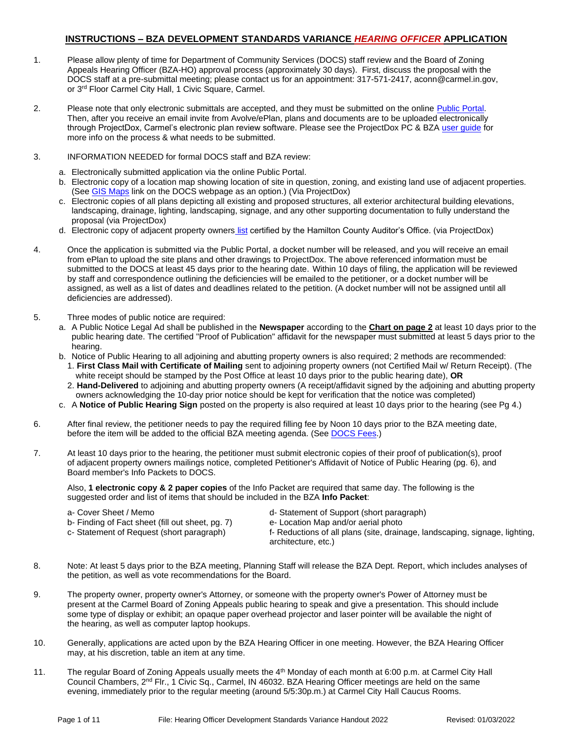# INSTRUCTIONS – BZA DEVELOPMENT STANDARDS VARIANCE *HEARING OFFICER* APPLICATION

1. Please allow plenty of time for Department of Community Services (DOCS) staff review and the Board of Zoning Appeals Hearing Officer (BZA-HO) approval process (approximately 30 days). First, discuss the proposal with the DOCS staff at a pre-submittal meeting; please contact us for an appointment: 317-571-2417, aconn@carmel.in.gov, or 3rd Floor Carmel City Hall, 1 Civic Square, Carmel.

2. Please note that only electronic submittals are accepted, and they must be submitted on the online Public Portal. Then, after you receive an email invite from Avolve/ePlan, plans and documents are to be uploaded electronically through ProjectDox, Carmel's electronic plan review software. Please see the ProjectDox PC & BZA user guide for more info on the process & what needs to be submitted.

3. INFORMATION NEEDED for formal DOCS staff and BZA review:
   a. Electronically submitted application via the online Public Portal.
   b. Electronic copy of a location map showing location of site in question, zoning, and existing land use of adjacent properties. (See GIS Maps link on the DOCS webpage as an option.) (Via ProjectDox)
   c. Electronic copies of all plans depicting all existing and proposed structures, all exterior architectural building elevations, landscaping, drainage, lighting, landscaping, signage, and any other supporting documentation to fully understand the proposal (via ProjectDox)
   d. Electronic copy of adjacent property owners list certified by the Hamilton County Auditor's Office. (via ProjectDox)

4. Once the application is submitted via the Public Portal, a docket number will be released, and you will receive an email from ePlan to upload the site plans and other drawings to ProjectDox. The above referenced information must be submitted to the DOCS at least 45 days prior to the hearing date. Within 10 days of filing, the application will be reviewed by staff and correspondence outlining the deficiencies will be emailed to the petitioner, or a docket number will be assigned, as well as a list of dates and deadlines related to the petition. (A docket number will not be assigned until all deficiencies are addressed).

5. Three modes of public notice are required:
   a. A Public Notice Legal Ad shall be published in the **Newspaper** according to the **Chart on page 2** at least 10 days prior to the public hearing date. The certified "Proof of Publication" affidavit for the newspaper must submitted at least 5 days prior to the hearing.
   b. Notice of Public Hearing to all adjoining and abutting property owners is also required; 2 methods are recommended:
      1. **First Class Mail with Certificate of Mailing** sent to adjoining property owners (not Certified Mail w/ Return Receipt). (The white receipt should be stamped by the Post Office at least 10 days prior to the public hearing date), **OR**
      2. **Hand-Delivered** to adjoining and abutting property owners (A receipt/affidavit signed by the adjoining and abutting property owners acknowledging the 10-day prior notice should be kept for verification that the notice was completed)
   c. A **Notice of Public Hearing Sign** posted on the property is also required at least 10 days prior to the hearing (see Pg 4.)

6. After final review, the petitioner needs to pay the required filling fee by Noon 10 days prior to the BZA meeting date, before the item will be added to the official BZA meeting agenda. (See DOCS Fees.)

7. At least 10 days prior to the hearing, the petitioner must submit electronic copies of their proof of publication(s), proof of adjacent property owners mailings notice, completed Petitioner's Affidavit of Notice of Public Hearing (pg. 6), and Board member's Info Packets to DOCS.

   Also, **1 electronic copy & 2 paper copies** of the Info Packet are required that same day. The following is the suggested order and list of items that should be included in the BZA **Info Packet**:

   a- Cover Sheet / Memo
   b- Finding of Fact sheet (fill out sheet, pg. 7)
   c- Statement of Request (short paragraph)
   d- Statement of Support (short paragraph)
   e- Location Map and/or aerial photo
   f- Reductions of all plans (site, drainage, landscaping, signage, lighting, architecture, etc.)

8. Note: At least 5 days prior to the BZA meeting, Planning Staff will release the BZA Dept. Report, which includes analyses of the petition, as well as vote recommendations for the Board.

9. The property owner, property owner's Attorney, or someone with the property owner's Power of Attorney must be present at the Carmel Board of Zoning Appeals public hearing to speak and give a presentation. This should include some type of display or exhibit; an opaque paper overhead projector and laser pointer will be available the night of the hearing, as well as computer laptop hookups.

10. Generally, applications are acted upon by the BZA Hearing Officer in one meeting. However, the BZA Hearing Officer may, at his discretion, table an item at any time.

11. The regular Board of Zoning Appeals usually meets the 4th Monday of each month at 6:00 p.m. at Carmel City Hall Council Chambers, 2nd Flr., 1 Civic Sq., Carmel, IN 46032. BZA Hearing Officer meetings are held on the same evening, immediately prior to the regular meeting (around 5/5:30p.m.) at Carmel City Hall Caucus Rooms.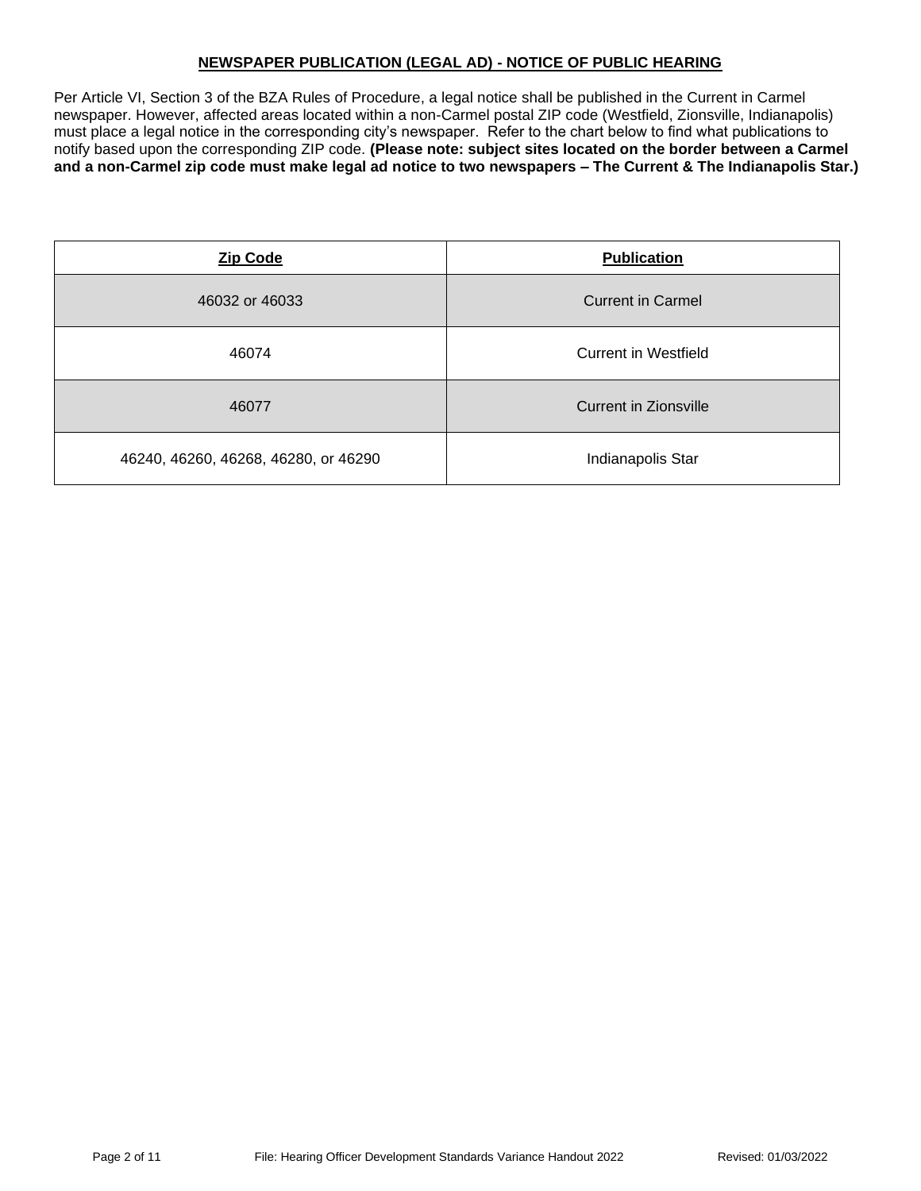## NEWSPAPER PUBLICATION (LEGAL AD) - NOTICE OF PUBLIC HEARING

Per Article VI, Section 3 of the BZA Rules of Procedure, a legal notice shall be published in the Current in Carmel newspaper. However, affected areas located within a non-Carmel postal ZIP code (Westfield, Zionsville, Indianapolis) must place a legal notice in the corresponding city's newspaper. Refer to the chart below to find what publications to notify based upon the corresponding ZIP code. **(Please note: subject sites located on the border between a Carmel and a non-Carmel zip code must make legal ad notice to two newspapers – The Current & The Indianapolis Star.)**

| Zip Code | Publication |
|---|---|
| 46032 or 46033 | Current in Carmel |
| 46074 | Current in Westfield |
| 46077 | Current in Zionsville |
| 46240, 46260, 46268, 46280, or 46290 | Indianapolis Star |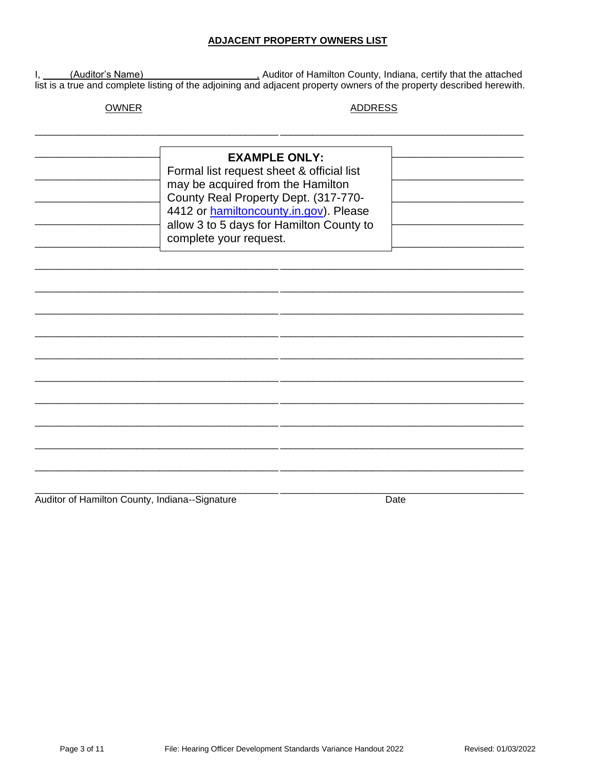## ADJACENT PROPERTY OWNERS LIST

I, (Auditor's Name)\_\_\_\_\_\_\_\_\_\_\_\_\_\_\_\_\_\_\_\_, Auditor of Hamilton County, Indiana, certify that the attached list is a true and complete listing of the adjoining and adjacent property owners of the property described herewith.

| OWNER | ADDRESS |
|---|---|
| | |
| | |
| | |
| | |
| | |
| | |
| | |
| | |
| | |
| | |
| | |
| | |
| | |
| | |
| | |
| | |

**EXAMPLE ONLY:**
Formal list request sheet & official list may be acquired from the Hamilton County Real Property Dept. (317-770-4412 or hamiltoncounty.in.gov). Please allow 3 to 5 days for Hamilton County to complete your request.

\_\_\_\_\_\_\_\_\_\_\_\_\_\_\_\_\_\_\_\_\_\_\_\_\_\_\_\_\_\_\_\_\_\_\_\_\_\_\_\_ \_\_\_\_\_\_\_\_\_\_\_\_\_\_\_\_\_\_\_\_
Auditor of Hamilton County, Indiana--Signature Date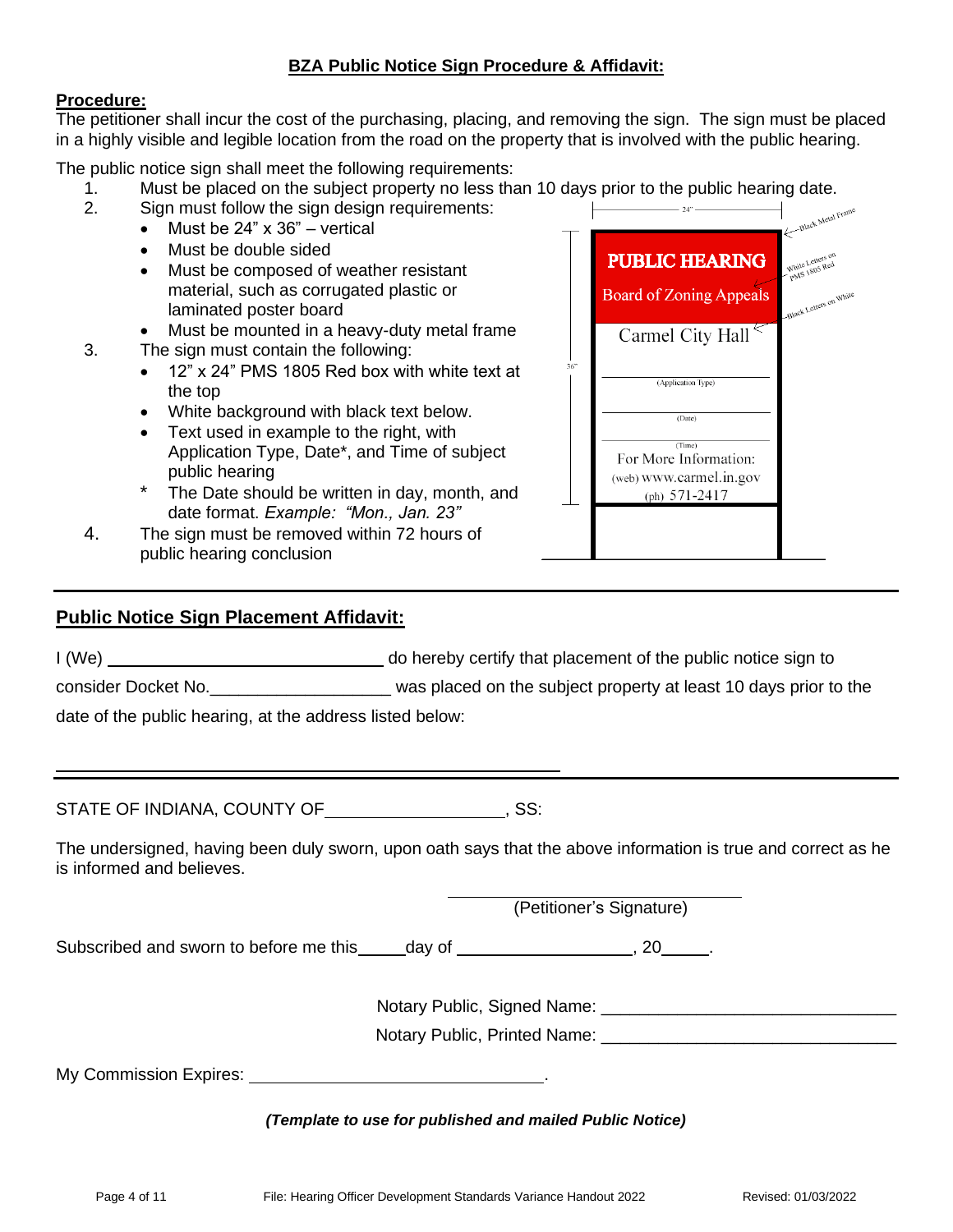## **BZA Public Notice Sign Procedure & Affidavit:**

**Procedure:**

The petitioner shall incur the cost of the purchasing, placing, and removing the sign. The sign must be placed in a highly visible and legible location from the road on the property that is involved with the public hearing.

The public notice sign shall meet the following requirements:

1. Must be placed on the subject property no less than 10 days prior to the public hearing date.
2. Sign must follow the sign design requirements:
   - Must be 24" x 36" – vertical
   - Must be double sided
   - Must be composed of weather resistant material, such as corrugated plastic or laminated poster board
   - Must be mounted in a heavy-duty metal frame
3. The sign must contain the following:
   - 12" x 24" PMS 1805 Red box with white text at the top
   - White background with black text below.
   - Text used in example to the right, with Application Type, Date*, and Time of subject public hearing
   
   \* The Date should be written in day, month, and date format. *Example: "Mon., Jan. 23"*
4. The sign must be removed within 72 hours of public hearing conclusion

24" | 36" | Black Metal Frame | White Letters on PMS 1805 Red | Black Letters on White

**PUBLIC HEARING**
Board of Zoning Appeals

Carmel City Hall

______________________
(Application Type)

______________________
(Date)

______________________
(Time)

For More Information:
(web) www.carmel.in.gov
(ph) 571-2417

---

## **Public Notice Sign Placement Affidavit:**

I (We) ______________________________ do hereby certify that placement of the public notice sign to consider Docket No.___________________ was placed on the subject property at least 10 days prior to the date of the public hearing, at the address listed below:

_______________________________________________________

---

STATE OF INDIANA, COUNTY OF___________________, SS:

The undersigned, having been duly sworn, upon oath says that the above information is true and correct as he is informed and believes.

_________________________________
(Petitioner's Signature)

Subscribed and sworn to before me this_____day of __________________, 20_____.

Notary Public, Signed Name: ______________________________

Notary Public, Printed Name: ______________________________

My Commission Expires: _________________________________.

***(Template to use for published and mailed Public Notice)***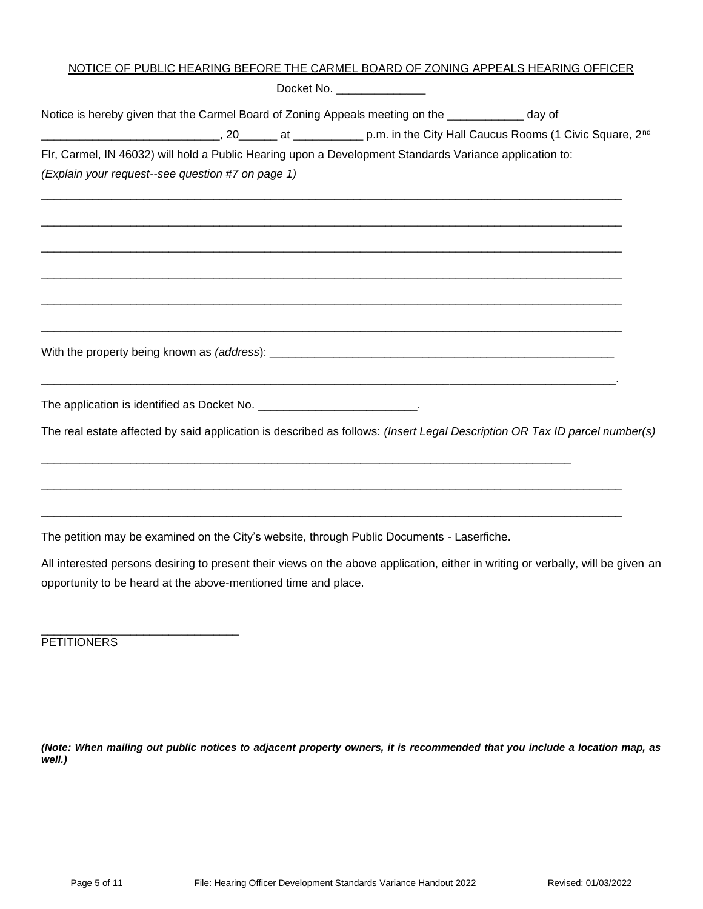NOTICE OF PUBLIC HEARING BEFORE THE CARMEL BOARD OF ZONING APPEALS HEARING OFFICER

Docket No. ______________

Notice is hereby given that the Carmel Board of Zoning Appeals meeting on the ____________ day of ___________________________, 20______ at ___________ p.m. in the City Hall Caucus Rooms (1 Civic Square, 2nd Flr, Carmel, IN 46032) will hold a Public Hearing upon a Development Standards Variance application to:

*(Explain your request--see question #7 on page 1)*

_______________________________________________________________________________________

_______________________________________________________________________________________

_______________________________________________________________________________________

_______________________________________________________________________________________

_______________________________________________________________________________________

_______________________________________________________________________________________

With the property being known as *(address)*: _________________________________________________________

_______________________________________________________________________________________.

The application is identified as Docket No. _________________________.

The real estate affected by said application is described as follows: *(Insert Legal Description OR Tax ID parcel number(s)*

_______________________________________________________________________________________

_______________________________________________________________________________________

_______________________________________________________________________________________

The petition may be examined on the City's website, through Public Documents - Laserfiche.

All interested persons desiring to present their views on the above application, either in writing or verbally, will be given an opportunity to be heard at the above-mentioned time and place.

_______________________________
PETITIONERS

***(Note: When mailing out public notices to adjacent property owners, it is recommended that you include a location map, as well.)***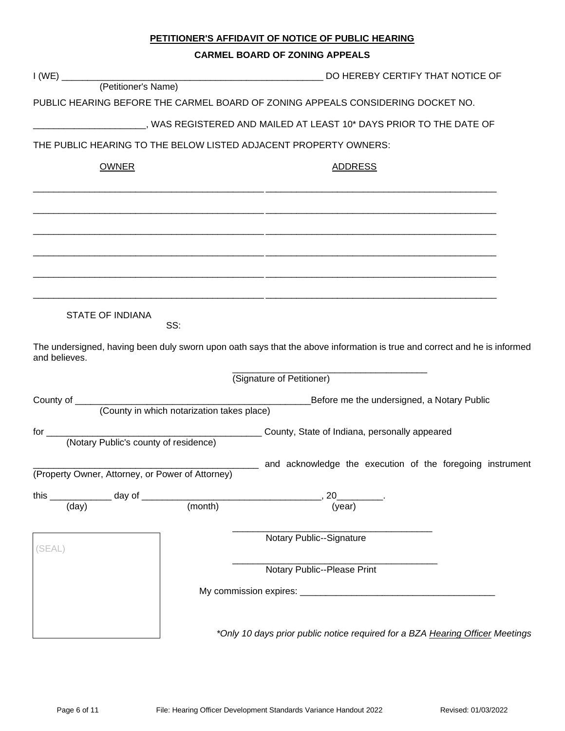**PETITIONER'S AFFIDAVIT OF NOTICE OF PUBLIC HEARING**

**CARMEL BOARD OF ZONING APPEALS**

I (WE) ____________________________________________________ DO HEREBY CERTIFY THAT NOTICE OF
(Petitioner's Name)

PUBLIC HEARING BEFORE THE CARMEL BOARD OF ZONING APPEALS CONSIDERING DOCKET NO.

_____________________, WAS REGISTERED AND MAILED AT LEAST 10* DAYS PRIOR TO THE DATE OF

THE PUBLIC HEARING TO THE BELOW LISTED ADJACENT PROPERTY OWNERS:

| OWNER | ADDRESS |
|---|---|
| ______________________________________________ | ______________________________________________ |
| ______________________________________________ | ______________________________________________ |
| ______________________________________________ | ______________________________________________ |
| ______________________________________________ | ______________________________________________ |
| ______________________________________________ | ______________________________________________ |
| ______________________________________________ | ______________________________________________ |

STATE OF INDIANA
SS:

The undersigned, having been duly sworn upon oath says that the above information is true and correct and he is informed and believes.

______________________________________
(Signature of Petitioner)

County of ______________________________________________ Before me the undersigned, a Notary Public
(County in which notarization takes place)

for __________________________________________ County, State of Indiana, personally appeared
(Notary Public's county of residence)

____________________________________________ and acknowledge the execution of the foregoing instrument
(Property Owner, Attorney, or Power of Attorney)

this ____________ day of ___________________________________, 20_________.
(day) (month) (year)

(SEAL)

_______________________________________
Notary Public--Signature

_______________________________________
Notary Public--Please Print

My commission expires: ______________________________________

*\*Only 10 days prior public notice required for a BZA Hearing Officer Meetings*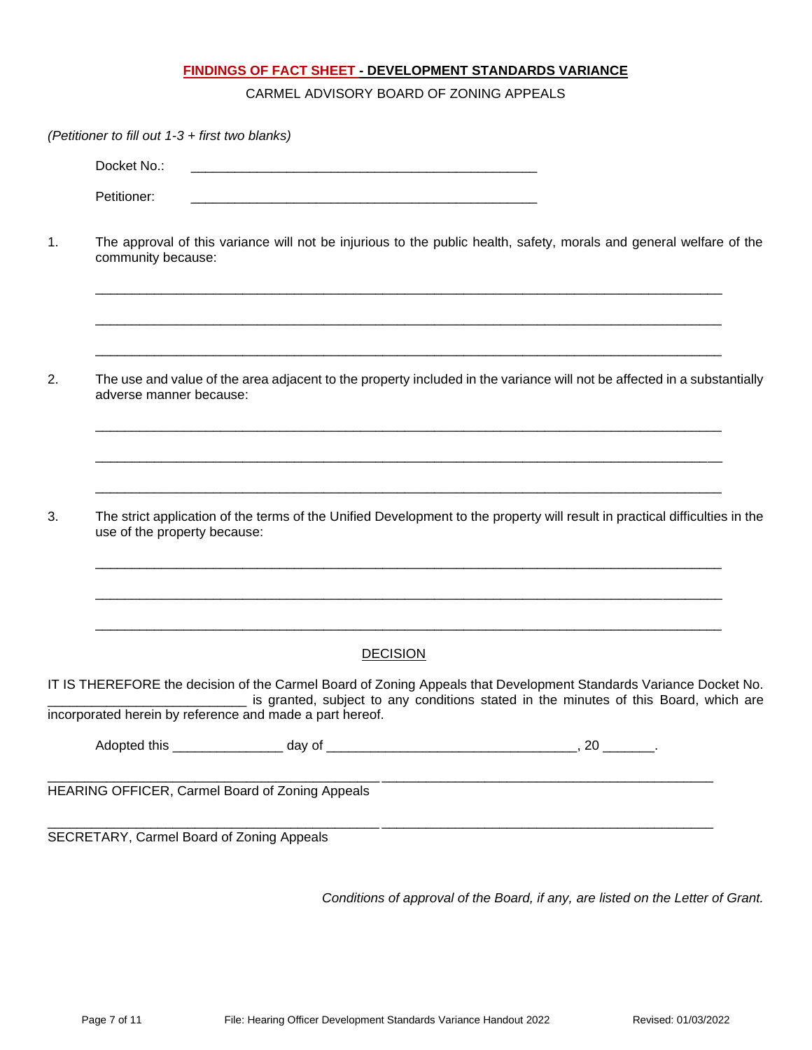## FINDINGS OF FACT SHEET - DEVELOPMENT STANDARDS VARIANCE

CARMEL ADVISORY BOARD OF ZONING APPEALS

*(Petitioner to fill out 1-3 + first two blanks)*

Docket No.: ____________________________________________

Petitioner: ____________________________________________

1. The approval of this variance will not be injurious to the public health, safety, morals and general welfare of the community because:

   ________________________________________________________________________________

   ________________________________________________________________________________

   ________________________________________________________________________________

2. The use and value of the area adjacent to the property included in the variance will not be affected in a substantially adverse manner because:

   ________________________________________________________________________________

   ________________________________________________________________________________

   ________________________________________________________________________________

3. The strict application of the terms of the Unified Development to the property will result in practical difficulties in the use of the property because:

   ________________________________________________________________________________

   ________________________________________________________________________________

   ________________________________________________________________________________

### DECISION

IT IS THEREFORE the decision of the Carmel Board of Zoning Appeals that Development Standards Variance Docket No. __________________________ is granted, subject to any conditions stated in the minutes of this Board, which are incorporated herein by reference and made a part hereof.

Adopted this _______________ day of __________________________________, 20 _______.

______________________________________________ ______________________________________________

HEARING OFFICER, Carmel Board of Zoning Appeals

______________________________________________ ______________________________________________

SECRETARY, Carmel Board of Zoning Appeals

*Conditions of approval of the Board, if any, are listed on the Letter of Grant.*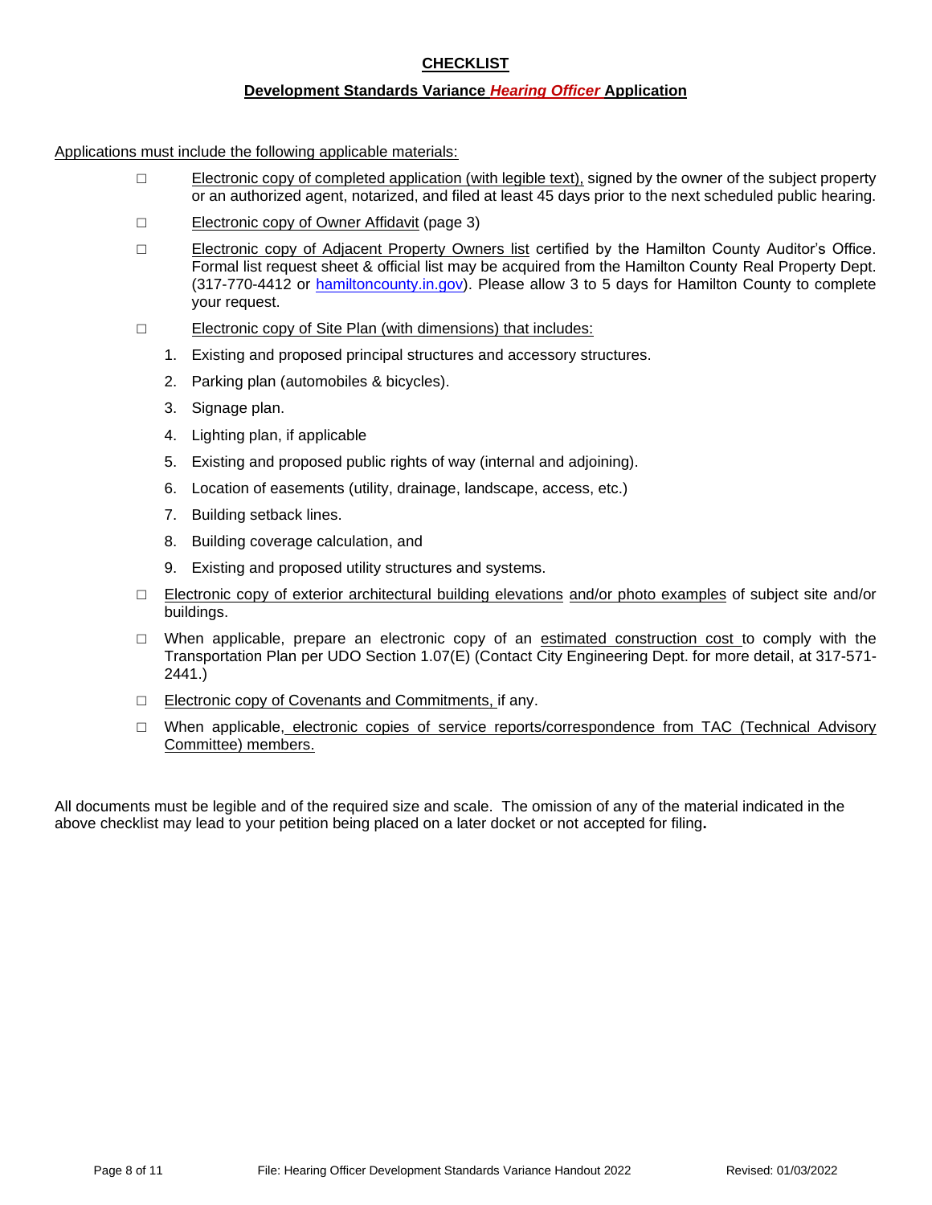## CHECKLIST

### Development Standards Variance *Hearing Officer* Application

Applications must include the following applicable materials:

- ☐ Electronic copy of completed application (with legible text), signed by the owner of the subject property or an authorized agent, notarized, and filed at least 45 days prior to the next scheduled public hearing.
- ☐ Electronic copy of Owner Affidavit (page 3)
- ☐ Electronic copy of Adjacent Property Owners list certified by the Hamilton County Auditor's Office. Formal list request sheet & official list may be acquired from the Hamilton County Real Property Dept. (317-770-4412 or hamiltoncounty.in.gov). Please allow 3 to 5 days for Hamilton County to complete your request.
- ☐ Electronic copy of Site Plan (with dimensions) that includes:
  1. Existing and proposed principal structures and accessory structures.
  2. Parking plan (automobiles & bicycles).
  3. Signage plan.
  4. Lighting plan, if applicable
  5. Existing and proposed public rights of way (internal and adjoining).
  6. Location of easements (utility, drainage, landscape, access, etc.)
  7. Building setback lines.
  8. Building coverage calculation, and
  9. Existing and proposed utility structures and systems.
- ☐ Electronic copy of exterior architectural building elevations and/or photo examples of subject site and/or buildings.
- ☐ When applicable, prepare an electronic copy of an estimated construction cost to comply with the Transportation Plan per UDO Section 1.07(E) (Contact City Engineering Dept. for more detail, at 317-571-2441.)
- ☐ Electronic copy of Covenants and Commitments, if any.
- ☐ When applicable, electronic copies of service reports/correspondence from TAC (Technical Advisory Committee) members.

All documents must be legible and of the required size and scale. The omission of any of the material indicated in the above checklist may lead to your petition being placed on a later docket or not accepted for filing**.**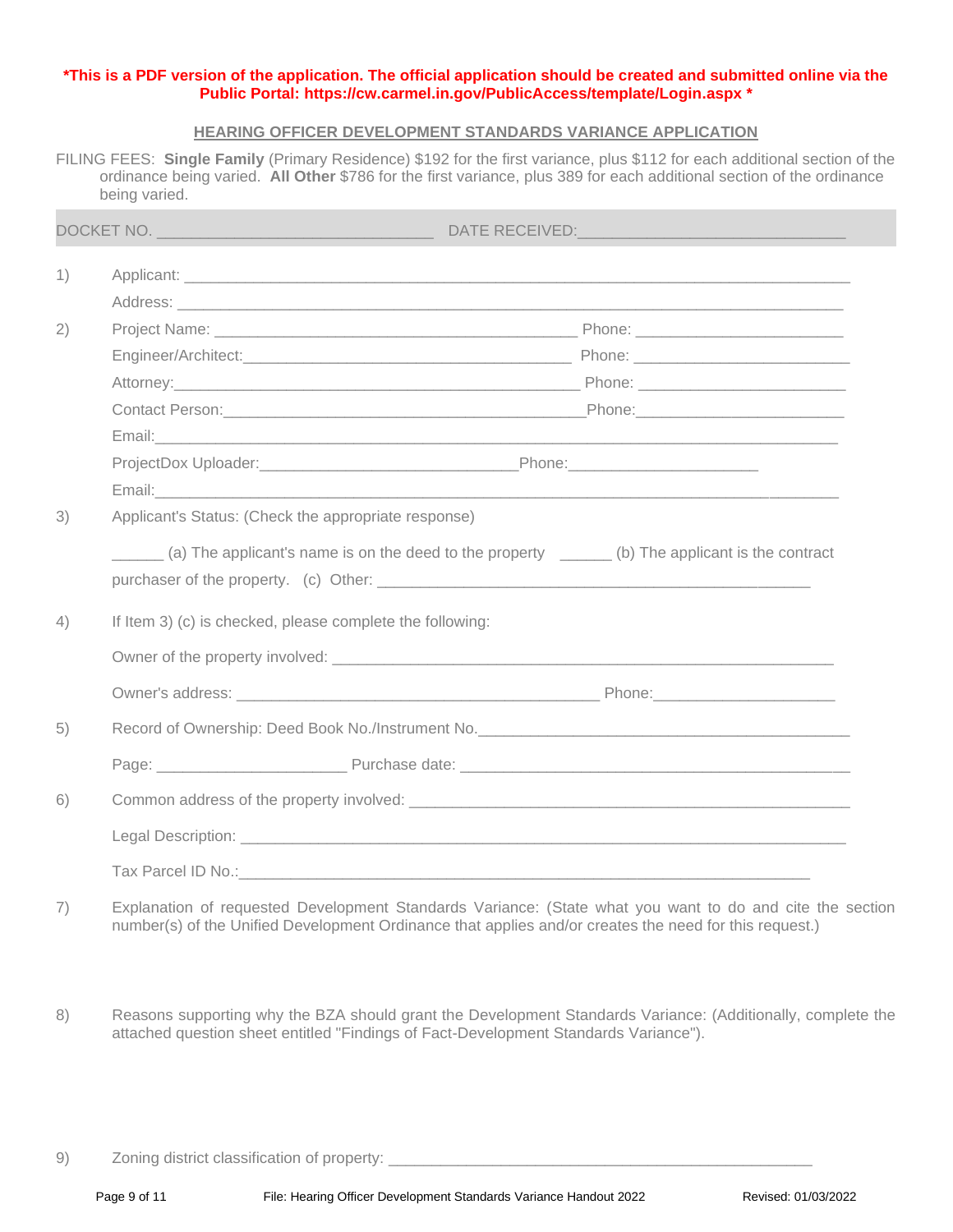**\*This is a PDF version of the application. The official application should be created and submitted online via the Public Portal: https://cw.carmel.in.gov/PublicAccess/template/Login.aspx \***

## HEARING OFFICER DEVELOPMENT STANDARDS VARIANCE APPLICATION

FILING FEES: **Single Family** (Primary Residence) $192 for the first variance, plus $112 for each additional section of the ordinance being varied. **All Other** $786 for the first variance, plus 389 for each additional section of the ordinance being varied.

DOCKET NO. ______________________________ DATE RECEIVED:______________________________

1) Applicant: ______________________________________________________________________

   Address: _______________________________________________________________________

2) Project Name: ________________________________________ Phone: _______________________

   Engineer/Architect:____________________________________ Phone: _______________________

   Attorney:____________________________________________ Phone: _______________________

   Contact Person:________________________________________Phone:_______________________

   Email:_________________________________________________________________________

   ProjectDox Uploader:____________________________Phone:_____________________

   Email:_________________________________________________________________________

3) Applicant's Status: (Check the appropriate response)

   ______ (a) The applicant's name is on the deed to the property ______ (b) The applicant is the contract purchaser of the property. (c) Other: _________________________________________________

4) If Item 3) (c) is checked, please complete the following:

   Owner of the property involved: ________________________________________________________

   Owner's address: ________________________________________ Phone:_____________________

5) Record of Ownership: Deed Book No./Instrument No.__________________________________________

   Page: _____________________ Purchase date: __________________________________________

6) Common address of the property involved: ________________________________________________

   Legal Description: ____________________________________________________________________

   Tax Parcel ID No.:_____________________________________________________________

7) Explanation of requested Development Standards Variance: (State what you want to do and cite the section number(s) of the Unified Development Ordinance that applies and/or creates the need for this request.)

8) Reasons supporting why the BZA should grant the Development Standards Variance: (Additionally, complete the attached question sheet entitled "Findings of Fact-Development Standards Variance").

9) Zoning district classification of property: ______________________________________________

File: Hearing Officer Development Standards Variance Handout 2022 Revised: 01/03/2022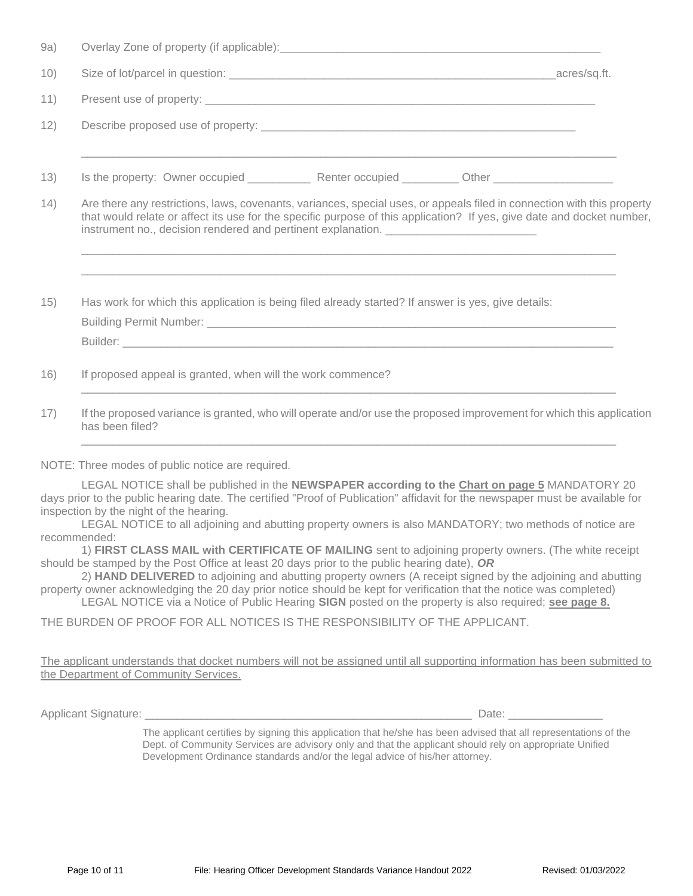9a) Overlay Zone of property (if applicable):_______________________________________________

10) Size of lot/parcel in question: _________________________________________________acres/sq.ft.

11) Present use of property: __________________________________________________________

12) Describe proposed use of property: ______________________________________________

_________________________________________________________________________________

13) Is the property: Owner occupied __________ Renter occupied _________ Other __________________

14) Are there any restrictions, laws, covenants, variances, special uses, or appeals filed in connection with this property that would relate or affect its use for the specific purpose of this application? If yes, give date and docket number, instrument no., decision rendered and pertinent explanation. ________________________

_________________________________________________________________________________

_________________________________________________________________________________

15) Has work for which this application is being filed already started? If answer is yes, give details:

Building Permit Number: _____________________________________________________________

Builder: _____________________________________________________________________________

16) If proposed appeal is granted, when will the work commence?

_________________________________________________________________________________

17) If the proposed variance is granted, who will operate and/or use the proposed improvement for which this application has been filed?

_________________________________________________________________________________

NOTE: Three modes of public notice are required.

LEGAL NOTICE shall be published in the **NEWSPAPER according to the** **Chart on page 5** MANDATORY 20 days prior to the public hearing date. The certified "Proof of Publication" affidavit for the newspaper must be available for inspection by the night of the hearing.

LEGAL NOTICE to all adjoining and abutting property owners is also MANDATORY; two methods of notice are recommended:

1) **FIRST CLASS MAIL with CERTIFICATE OF MAILING** sent to adjoining property owners. (The white receipt should be stamped by the Post Office at least 20 days prior to the public hearing date), ***OR***

2) **HAND DELIVERED** to adjoining and abutting property owners (A receipt signed by the adjoining and abutting property owner acknowledging the 20 day prior notice should be kept for verification that the notice was completed)

LEGAL NOTICE via a Notice of Public Hearing **SIGN** posted on the property is also required; **see page 8.**

THE BURDEN OF PROOF FOR ALL NOTICES IS THE RESPONSIBILITY OF THE APPLICANT.

The applicant understands that docket numbers will not be assigned until all supporting information has been submitted to the Department of Community Services.

Applicant Signature: ______________________________________________ Date: _______________

The applicant certifies by signing this application that he/she has been advised that all representations of the Dept. of Community Services are advisory only and that the applicant should rely on appropriate Unified Development Ordinance standards and/or the legal advice of his/her attorney.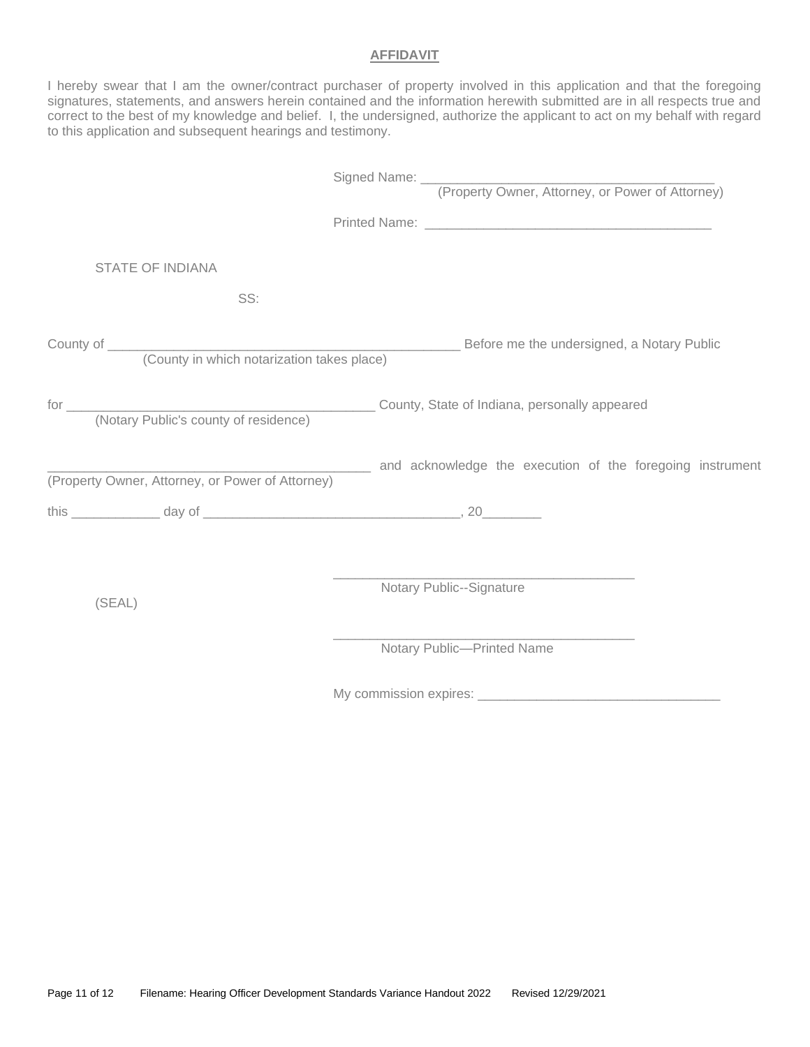## **AFFIDAVIT**

I hereby swear that I am the owner/contract purchaser of property involved in this application and that the foregoing signatures, statements, and answers herein contained and the information herewith submitted are in all respects true and correct to the best of my knowledge and belief. I, the undersigned, authorize the applicant to act on my behalf with regard to this application and subsequent hearings and testimony.

Signed Name: ______________________________________
(Property Owner, Attorney, or Power of Attorney)

Printed Name: ______________________________________

STATE OF INDIANA

SS:

County of ______________________________________________ Before me the undersigned, a Notary Public
(County in which notarization takes place)

for ________________________________________ County, State of Indiana, personally appeared
(Notary Public's county of residence)

__________________________________________ and acknowledge the execution of the foregoing instrument
(Property Owner, Attorney, or Power of Attorney)

this ____________ day of __________________________________, 20________

(SEAL)

________________________________________
Notary Public--Signature

________________________________________
Notary Public—Printed Name

My commission expires: ________________________________